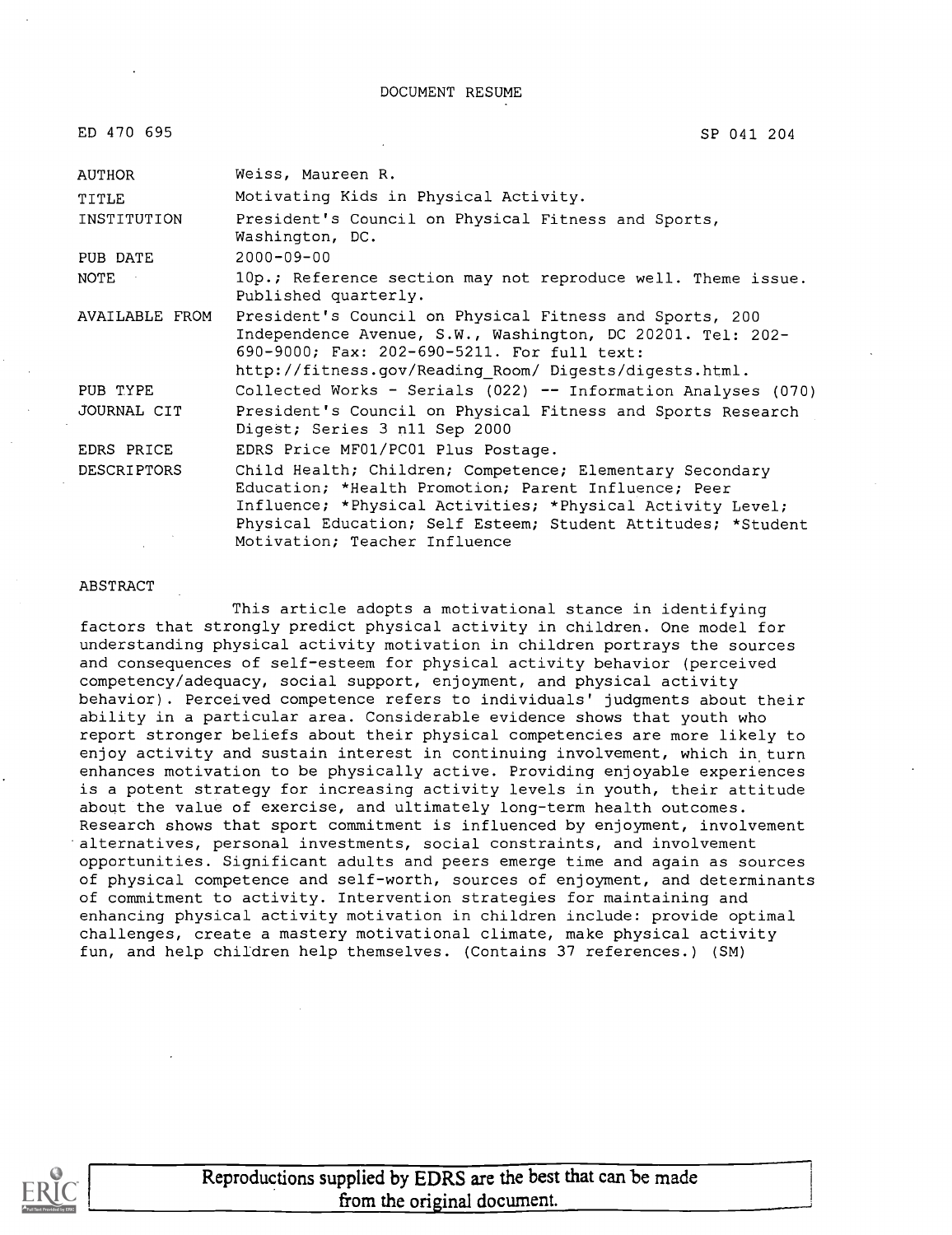DOCUMENT RESUME

ED 470 695 SP 041 204

| | |
|---|---|
| AUTHOR | Weiss, Maureen R. |
| TITLE | Motivating Kids in Physical Activity. |
| INSTITUTION | President's Council on Physical Fitness and Sports, Washington, DC. |
| PUB DATE | 2000-09-00 |
| NOTE | 10p.; Reference section may not reproduce well. Theme issue. Published quarterly. |
| AVAILABLE FROM | President's Council on Physical Fitness and Sports, 200 Independence Avenue, S.W., Washington, DC 20201. Tel: 202-690-9000; Fax: 202-690-5211. For full text: http://fitness.gov/Reading_Room/ Digests/digests.html. |
| PUB TYPE | Collected Works - Serials (022) -- Information Analyses (070) |
| JOURNAL CIT | President's Council on Physical Fitness and Sports Research Digest; Series 3 n11 Sep 2000 |
| EDRS PRICE | EDRS Price MF01/PC01 Plus Postage. |
| DESCRIPTORS | Child Health; Children; Competence; Elementary Secondary Education; *Health Promotion; Parent Influence; Peer Influence; *Physical Activities; *Physical Activity Level; Physical Education; Self Esteem; Student Attitudes; *Student Motivation; Teacher Influence |

ABSTRACT

This article adopts a motivational stance in identifying factors that strongly predict physical activity in children. One model for understanding physical activity motivation in children portrays the sources and consequences of self-esteem for physical activity behavior (perceived competency/adequacy, social support, enjoyment, and physical activity behavior). Perceived competence refers to individuals' judgments about their ability in a particular area. Considerable evidence shows that youth who report stronger beliefs about their physical competencies are more likely to enjoy activity and sustain interest in continuing involvement, which in turn enhances motivation to be physically active. Providing enjoyable experiences is a potent strategy for increasing activity levels in youth, their attitude about the value of exercise, and ultimately long-term health outcomes. Research shows that sport commitment is influenced by enjoyment, involvement alternatives, personal investments, social constraints, and involvement opportunities. Significant adults and peers emerge time and again as sources of physical competence and self-worth, sources of enjoyment, and determinants of commitment to activity. Intervention strategies for maintaining and enhancing physical activity motivation in children include: provide optimal challenges, create a mastery motivational climate, make physical activity fun, and help children help themselves. (Contains 37 references.) (SM)

Reproductions supplied by EDRS are the best that can be made from the original document.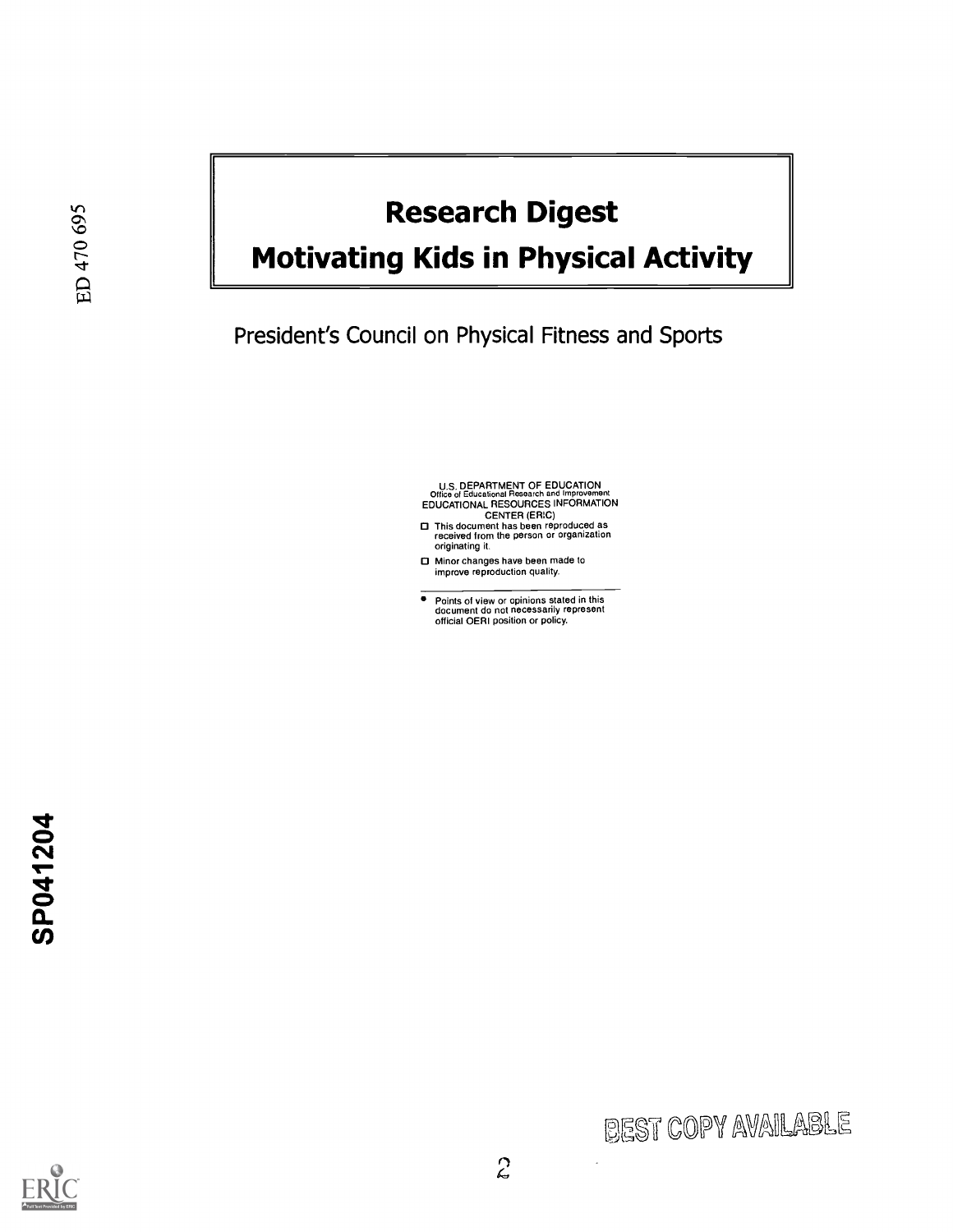# Research Digest

# Motivating Kids in Physical Activity

President's Council on Physical Fitness and Sports

U.S. DEPARTMENT OF EDUCATION
Office of Educational Research and Improvement
EDUCATIONAL RESOURCES INFORMATION CENTER (ERIC)

- This document has been reproduced as received from the person or organization originating it.
- Minor changes have been made to improve reproduction quality.

- Points of view or opinions stated in this document do not necessarily represent official OERI position or policy.

ED 470 695

SP041204

BEST COPY AVAILABLE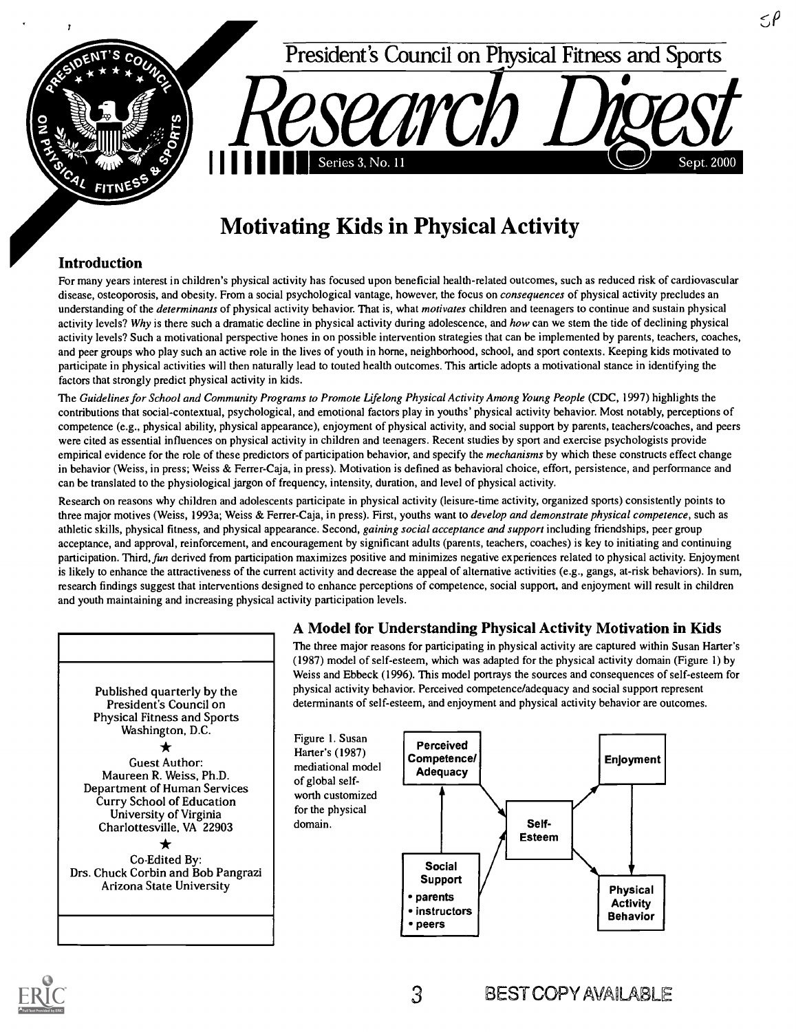President's Council on Physical Fitness and Sports

# Research Digest

Series 3, No. 11 — Sept. 2000

# Motivating Kids in Physical Activity

## Introduction

For many years interest in children's physical activity has focused upon beneficial health-related outcomes, such as reduced risk of cardiovascular disease, osteoporosis, and obesity. From a social psychological vantage, however, the focus on *consequences* of physical activity precludes an understanding of the *determinants* of physical activity behavior. That is, what *motivates* children and teenagers to continue and sustain physical activity levels? *Why* is there such a dramatic decline in physical activity during adolescence, and *how* can we stem the tide of declining physical activity levels? Such a motivational perspective hones in on possible intervention strategies that can be implemented by parents, teachers, coaches, and peer groups who play such an active role in the lives of youth in home, neighborhood, school, and sport contexts. Keeping kids motivated to participate in physical activities will then naturally lead to touted health outcomes. This article adopts a motivational stance in identifying the factors that strongly predict physical activity in kids.

The *Guidelines for School and Community Programs to Promote Lifelong Physical Activity Among Young People* (CDC, 1997) highlights the contributions that social-contextual, psychological, and emotional factors play in youths' physical activity behavior. Most notably, perceptions of competence (e.g., physical ability, physical appearance), enjoyment of physical activity, and social support by parents, teachers/coaches, and peers were cited as essential influences on physical activity in children and teenagers. Recent studies by sport and exercise psychologists provide empirical evidence for the role of these predictors of participation behavior, and specify the *mechanisms* by which these constructs effect change in behavior (Weiss, in press; Weiss & Ferrer-Caja, in press). Motivation is defined as behavioral choice, effort, persistence, and performance and can be translated to the physiological jargon of frequency, intensity, duration, and level of physical activity.

Research on reasons why children and adolescents participate in physical activity (leisure-time activity, organized sports) consistently points to three major motives (Weiss, 1993a; Weiss & Ferrer-Caja, in press). First, youths want to *develop and demonstrate physical competence*, such as athletic skills, physical fitness, and physical appearance. Second, *gaining social acceptance and support* including friendships, peer group acceptance, and approval, reinforcement, and encouragement by significant adults (parents, teachers, coaches) is key to initiating and continuing participation. Third, *fun* derived from participation maximizes positive and minimizes negative experiences related to physical activity. Enjoyment is likely to enhance the attractiveness of the current activity and decrease the appeal of alternative activities (e.g., gangs, at-risk behaviors). In sum, research findings suggest that interventions designed to enhance perceptions of competence, social support, and enjoyment will result in children and youth maintaining and increasing physical activity participation levels.

Published quarterly by the President's Council on Physical Fitness and Sports Washington, D.C.

★

Guest Author:
Maureen R. Weiss, Ph.D.
Department of Human Services
Curry School of Education
University of Virginia
Charlottesville, VA 22903

★

Co-Edited By:
Drs. Chuck Corbin and Bob Pangrazi
Arizona State University

## A Model for Understanding Physical Activity Motivation in Kids

The three major reasons for participating in physical activity are captured within Susan Harter's (1987) model of self-esteem, which was adapted for the physical activity domain (Figure 1) by Weiss and Ebbeck (1996). This model portrays the sources and consequences of self-esteem for physical activity behavior. Perceived competence/adequacy and social support represent determinants of self-esteem, and enjoyment and physical activity behavior are outcomes.

Figure 1. Susan Harter's (1987) mediational model of global self-worth customized for the physical domain.

Perceived Competence/Adequacy → Self-Esteem
Social Support (• parents • instructors • peers) → Perceived Competence/Adequacy; Social Support → Self-Esteem
Self-Esteem → Enjoyment; Self-Esteem → Physical Activity Behavior
Enjoyment → Physical Activity Behavior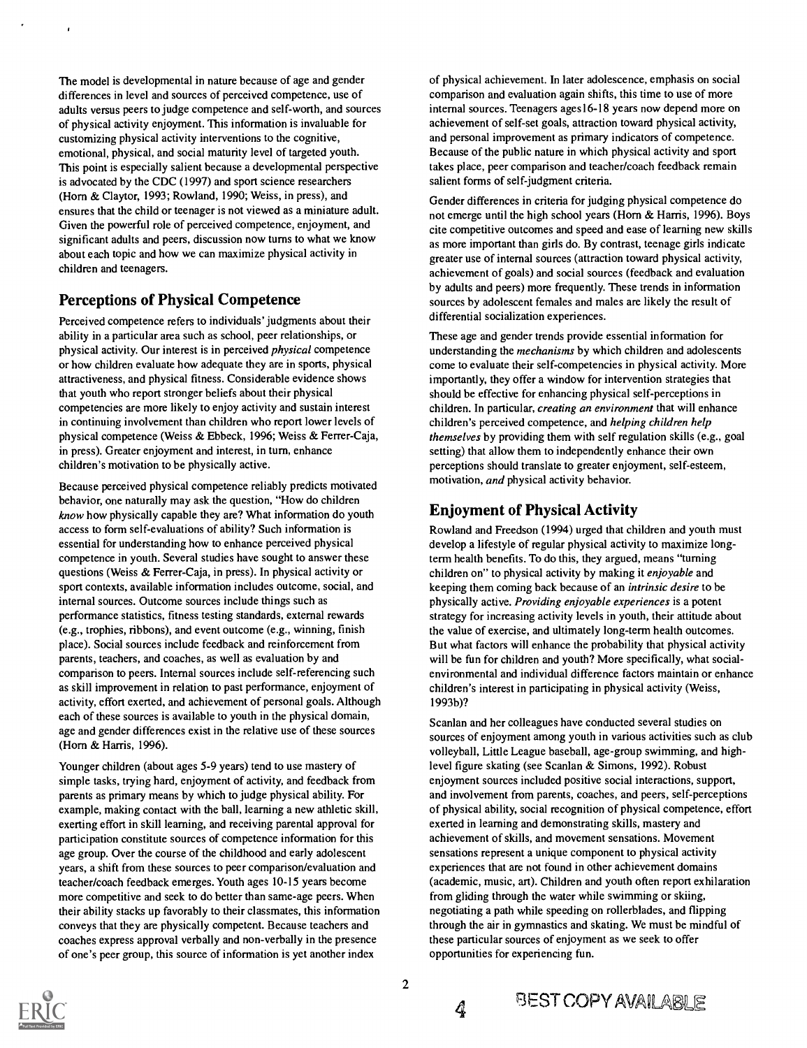The model is developmental in nature because of age and gender differences in level and sources of perceived competence, use of adults versus peers to judge competence and self-worth, and sources of physical activity enjoyment. This information is invaluable for customizing physical activity interventions to the cognitive, emotional, physical, and social maturity level of targeted youth. This point is especially salient because a developmental perspective is advocated by the CDC (1997) and sport science researchers (Horn & Claytor, 1993; Rowland, 1990; Weiss, in press), and ensures that the child or teenager is not viewed as a miniature adult. Given the powerful role of perceived competence, enjoyment, and significant adults and peers, discussion now turns to what we know about each topic and how we can maximize physical activity in children and teenagers.

## Perceptions of Physical Competence

Perceived competence refers to individuals' judgments about their ability in a particular area such as school, peer relationships, or physical activity. Our interest is in perceived *physical* competence or how children evaluate how adequate they are in sports, physical attractiveness, and physical fitness. Considerable evidence shows that youth who report stronger beliefs about their physical competencies are more likely to enjoy activity and sustain interest in continuing involvement than children who report lower levels of physical competence (Weiss & Ebbeck, 1996; Weiss & Ferrer-Caja, in press). Greater enjoyment and interest, in turn, enhance children's motivation to be physically active.

Because perceived physical competence reliably predicts motivated behavior, one naturally may ask the question, "How do children *know* how physically capable they are? What information do youth access to form self-evaluations of ability? Such information is essential for understanding how to enhance perceived physical competence in youth. Several studies have sought to answer these questions (Weiss & Ferrer-Caja, in press). In physical activity or sport contexts, available information includes outcome, social, and internal sources. Outcome sources include things such as performance statistics, fitness testing standards, external rewards (e.g., trophies, ribbons), and event outcome (e.g., winning, finish place). Social sources include feedback and reinforcement from parents, teachers, and coaches, as well as evaluation by and comparison to peers. Internal sources include self-referencing such as skill improvement in relation to past performance, enjoyment of activity, effort exerted, and achievement of personal goals. Although each of these sources is available to youth in the physical domain, age and gender differences exist in the relative use of these sources (Horn & Harris, 1996).

Younger children (about ages 5-9 years) tend to use mastery of simple tasks, trying hard, enjoyment of activity, and feedback from parents as primary means by which to judge physical ability. For example, making contact with the ball, learning a new athletic skill, exerting effort in skill learning, and receiving parental approval for participation constitute sources of competence information for this age group. Over the course of the childhood and early adolescent years, a shift from these sources to peer comparison/evaluation and teacher/coach feedback emerges. Youth ages 10-15 years become more competitive and seek to do better than same-age peers. When their ability stacks up favorably to their classmates, this information conveys that they are physically competent. Because teachers and coaches express approval verbally and non-verbally in the presence of one's peer group, this source of information is yet another index of physical achievement. In later adolescence, emphasis on social comparison and evaluation again shifts, this time to use of more internal sources. Teenagers ages16-18 years now depend more on achievement of self-set goals, attraction toward physical activity, and personal improvement as primary indicators of competence. Because of the public nature in which physical activity and sport takes place, peer comparison and teacher/coach feedback remain salient forms of self-judgment criteria.

Gender differences in criteria for judging physical competence do not emerge until the high school years (Horn & Harris, 1996). Boys cite competitive outcomes and speed and ease of learning new skills as more important than girls do. By contrast, teenage girls indicate greater use of internal sources (attraction toward physical activity, achievement of goals) and social sources (feedback and evaluation by adults and peers) more frequently. These trends in information sources by adolescent females and males are likely the result of differential socialization experiences.

These age and gender trends provide essential information for understanding the *mechanisms* by which children and adolescents come to evaluate their self-competencies in physical activity. More importantly, they offer a window for intervention strategies that should be effective for enhancing physical self-perceptions in children. In particular, *creating an environment* that will enhance children's perceived competence, and *helping children help themselves* by providing them with self regulation skills (e.g., goal setting) that allow them to independently enhance their own perceptions should translate to greater enjoyment, self-esteem, motivation, *and* physical activity behavior.

## Enjoyment of Physical Activity

Rowland and Freedson (1994) urged that children and youth must develop a lifestyle of regular physical activity to maximize long-term health benefits. To do this, they argued, means "turning children on" to physical activity by making it *enjoyable* and keeping them coming back because of an *intrinsic desire* to be physically active. *Providing enjoyable experiences* is a potent strategy for increasing activity levels in youth, their attitude about the value of exercise, and ultimately long-term health outcomes. But what factors will enhance the probability that physical activity will be fun for children and youth? More specifically, what social-environmental and individual difference factors maintain or enhance children's interest in participating in physical activity (Weiss, 1993b)?

Scanlan and her colleagues have conducted several studies on sources of enjoyment among youth in various activities such as club volleyball, Little League baseball, age-group swimming, and high-level figure skating (see Scanlan & Simons, 1992). Robust enjoyment sources included positive social interactions, support, and involvement from parents, coaches, and peers, self-perceptions of physical ability, social recognition of physical competence, effort exerted in learning and demonstrating skills, mastery and achievement of skills, and movement sensations. Movement sensations represent a unique component to physical activity experiences that are not found in other achievement domains (academic, music, art). Children and youth often report exhilaration from gliding through the water while swimming or skiing, negotiating a path while speeding on rollerblades, and flipping through the air in gymnastics and skating. We must be mindful of these particular sources of enjoyment as we seek to offer opportunities for experiencing fun.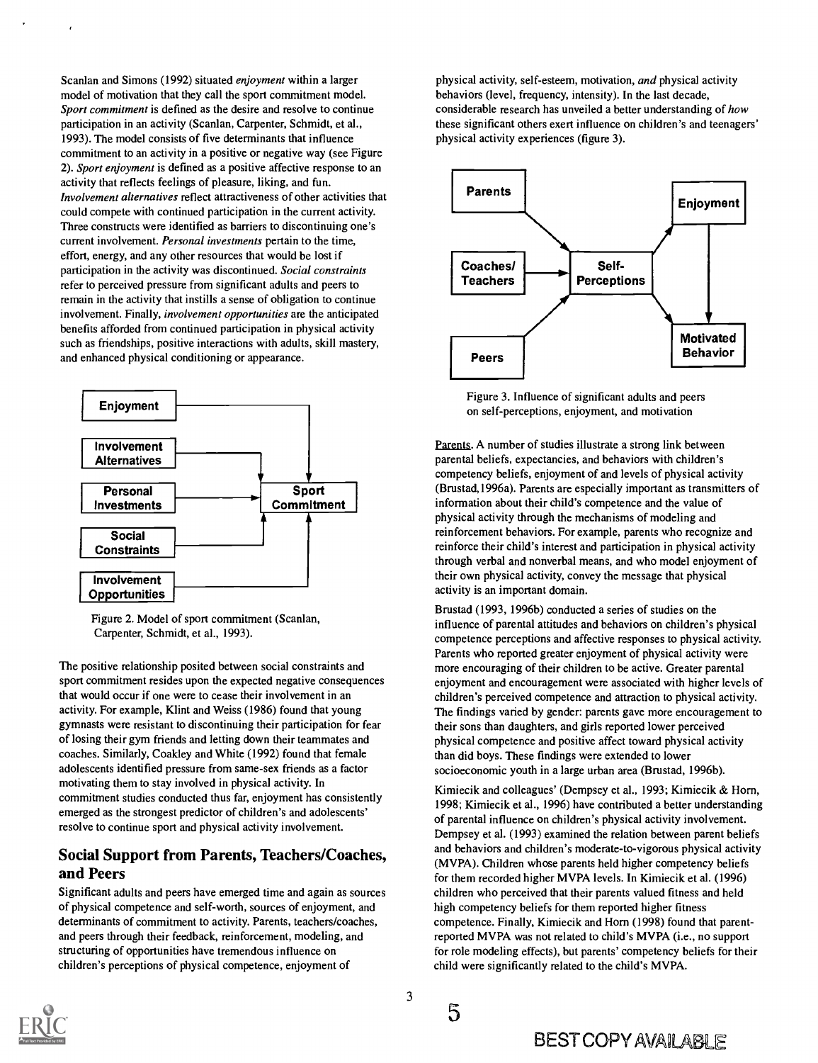Scanlan and Simons (1992) situated *enjoyment* within a larger model of motivation that they call the sport commitment model. *Sport commitment* is defined as the desire and resolve to continue participation in an activity (Scanlan, Carpenter, Schmidt, et al., 1993). The model consists of five determinants that influence commitment to an activity in a positive or negative way (see Figure 2). *Sport enjoyment* is defined as a positive affective response to an activity that reflects feelings of pleasure, liking, and fun. *Involvement alternatives* reflect attractiveness of other activities that could compete with continued participation in the current activity. Three constructs were identified as barriers to discontinuing one's current involvement. *Personal investments* pertain to the time, effort, energy, and any other resources that would be lost if participation in the activity was discontinued. *Social constraints* refer to perceived pressure from significant adults and peers to remain in the activity that instills a sense of obligation to continue involvement. Finally, *involvement opportunities* are the anticipated benefits afforded from continued participation in physical activity such as friendships, positive interactions with adults, skill mastery, and enhanced physical conditioning or appearance.

Figure 2. Model of sport commitment (Scanlan, Carpenter, Schmidt, et al., 1993).

The positive relationship posited between social constraints and sport commitment resides upon the expected negative consequences that would occur if one were to cease their involvement in an activity. For example, Klint and Weiss (1986) found that young gymnasts were resistant to discontinuing their participation for fear of losing their gym friends and letting down their teammates and coaches. Similarly, Coakley and White (1992) found that female adolescents identified pressure from same-sex friends as a factor motivating them to stay involved in physical activity. In commitment studies conducted thus far, enjoyment has consistently emerged as the strongest predictor of children's and adolescents' resolve to continue sport and physical activity involvement.

## Social Support from Parents, Teachers/Coaches, and Peers

Significant adults and peers have emerged time and again as sources of physical competence and self-worth, sources of enjoyment, and determinants of commitment to activity. Parents, teachers/coaches, and peers through their feedback, reinforcement, modeling, and structuring of opportunities have tremendous influence on children's perceptions of physical competence, enjoyment of physical activity, self-esteem, motivation, *and* physical activity behaviors (level, frequency, intensity). In the last decade, considerable research has unveiled a better understanding of *how* these significant others exert influence on children's and teenagers' physical activity experiences (figure 3).

Figure 3. Influence of significant adults and peers on self-perceptions, enjoyment, and motivation

Parents. A number of studies illustrate a strong link between parental beliefs, expectancies, and behaviors with children's competency beliefs, enjoyment of and levels of physical activity (Brustad,1996a). Parents are especially important as transmitters of information about their child's competence and the value of physical activity through the mechanisms of modeling and reinforcement behaviors. For example, parents who recognize and reinforce their child's interest and participation in physical activity through verbal and nonverbal means, and who model enjoyment of their own physical activity, convey the message that physical activity is an important domain.

Brustad (1993, 1996b) conducted a series of studies on the influence of parental attitudes and behaviors on children's physical competence perceptions and affective responses to physical activity. Parents who reported greater enjoyment of physical activity were more encouraging of their children to be active. Greater parental enjoyment and encouragement were associated with higher levels of children's perceived competence and attraction to physical activity. The findings varied by gender: parents gave more encouragement to their sons than daughters, and girls reported lower perceived physical competence and positive affect toward physical activity than did boys. These findings were extended to lower socioeconomic youth in a large urban area (Brustad, 1996b).

Kimiecik and colleagues' (Dempsey et al., 1993; Kimiecik & Horn, 1998; Kimiecik et al., 1996) have contributed a better understanding of parental influence on children's physical activity involvement. Dempsey et al. (1993) examined the relation between parent beliefs and behaviors and children's moderate-to-vigorous physical activity (MVPA). Children whose parents held higher competency beliefs for them recorded higher MVPA levels. In Kimiecik et al. (1996) children who perceived that their parents valued fitness and held high competency beliefs for them reported higher fitness competence. Finally, Kimiecik and Horn (1998) found that parent-reported MVPA was not related to child's MVPA (i.e., no support for role modeling effects), but parents' competency beliefs for their child were significantly related to the child's MVPA.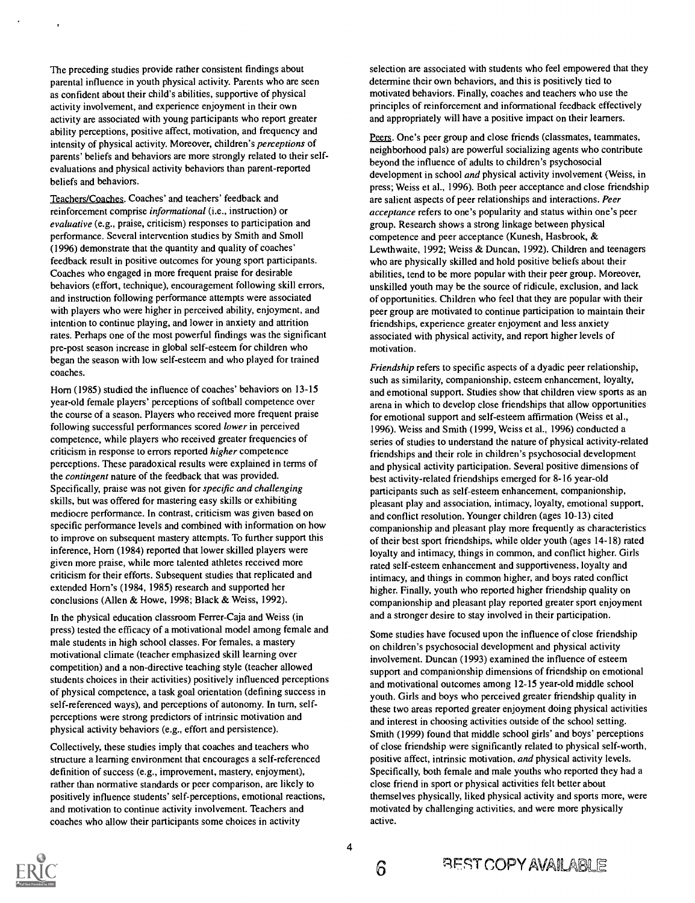The preceding studies provide rather consistent findings about parental influence in youth physical activity. Parents who are seen as confident about their child's abilities, supportive of physical activity involvement, and experience enjoyment in their own activity are associated with young participants who report greater ability perceptions, positive affect, motivation, and frequency and intensity of physical activity. Moreover, children's *perceptions* of parents' beliefs and behaviors are more strongly related to their self-evaluations and physical activity behaviors than parent-reported beliefs and behaviors.

Teachers/Coaches. Coaches' and teachers' feedback and reinforcement comprise *informational* (i.e., instruction) or *evaluative* (e.g., praise, criticism) responses to participation and performance. Several intervention studies by Smith and Smoll (1996) demonstrate that the quantity and quality of coaches' feedback result in positive outcomes for young sport participants. Coaches who engaged in more frequent praise for desirable behaviors (effort, technique), encouragement following skill errors, and instruction following performance attempts were associated with players who were higher in perceived ability, enjoyment, and intention to continue playing, and lower in anxiety and attrition rates. Perhaps one of the most powerful findings was the significant pre-post season increase in global self-esteem for children who began the season with low self-esteem and who played for trained coaches.

Horn (1985) studied the influence of coaches' behaviors on 13-15 year-old female players' perceptions of softball competence over the course of a season. Players who received more frequent praise following successful performances scored *lower* in perceived competence, while players who received greater frequencies of criticism in response to errors reported *higher* competence perceptions. These paradoxical results were explained in terms of the *contingent* nature of the feedback that was provided. Specifically, praise was not given for *specific and challenging* skills, but was offered for mastering easy skills or exhibiting mediocre performance. In contrast, criticism was given based on specific performance levels and combined with information on how to improve on subsequent mastery attempts. To further support this inference, Horn (1984) reported that lower skilled players were given more praise, while more talented athletes received more criticism for their efforts. Subsequent studies that replicated and extended Horn's (1984, 1985) research and supported her conclusions (Allen & Howe, 1998; Black & Weiss, 1992).

In the physical education classroom Ferrer-Caja and Weiss (in press) tested the efficacy of a motivational model among female and male students in high school classes. For females, a mastery motivational climate (teacher emphasized skill learning over competition) and a non-directive teaching style (teacher allowed students choices in their activities) positively influenced perceptions of physical competence, a task goal orientation (defining success in self-referenced ways), and perceptions of autonomy. In turn, self-perceptions were strong predictors of intrinsic motivation and physical activity behaviors (e.g., effort and persistence).

Collectively, these studies imply that coaches and teachers who structure a learning environment that encourages a self-referenced definition of success (e.g., improvement, mastery, enjoyment), rather than normative standards or peer comparison, are likely to positively influence students' self-perceptions, emotional reactions, and motivation to continue activity involvement. Teachers and coaches who allow their participants some choices in activity selection are associated with students who feel empowered that they determine their own behaviors, and this is positively tied to motivated behaviors. Finally, coaches and teachers who use the principles of reinforcement and informational feedback effectively and appropriately will have a positive impact on their learners.

Peers. One's peer group and close friends (classmates, teammates, neighborhood pals) are powerful socializing agents who contribute beyond the influence of adults to children's psychosocial development in school *and* physical activity involvement (Weiss, in press; Weiss et al., 1996). Both peer acceptance and close friendship are salient aspects of peer relationships and interactions. *Peer acceptance* refers to one's popularity and status within one's peer group. Research shows a strong linkage between physical competence and peer acceptance (Kunesh, Hasbrook, & Lewthwaite, 1992; Weiss & Duncan, 1992). Children and teenagers who are physically skilled and hold positive beliefs about their abilities, tend to be more popular with their peer group. Moreover, unskilled youth may be the source of ridicule, exclusion, and lack of opportunities. Children who feel that they are popular with their peer group are motivated to continue participation to maintain their friendships, experience greater enjoyment and less anxiety associated with physical activity, and report higher levels of motivation.

*Friendship* refers to specific aspects of a dyadic peer relationship, such as similarity, companionship, esteem enhancement, loyalty, and emotional support. Studies show that children view sports as an arena in which to develop close friendships that allow opportunities for emotional support and self-esteem affirmation (Weiss et al., 1996). Weiss and Smith (1999, Weiss et al., 1996) conducted a series of studies to understand the nature of physical activity-related friendships and their role in children's psychosocial development and physical activity participation. Several positive dimensions of best activity-related friendships emerged for 8-16 year-old participants such as self-esteem enhancement, companionship, pleasant play and association, intimacy, loyalty, emotional support, and conflict resolution. Younger children (ages 10-13) cited companionship and pleasant play more frequently as characteristics of their best sport friendships, while older youth (ages 14-18) rated loyalty and intimacy, things in common, and conflict higher. Girls rated self-esteem enhancement and supportiveness, loyalty and intimacy, and things in common higher, and boys rated conflict higher. Finally, youth who reported higher friendship quality on companionship and pleasant play reported greater sport enjoyment and a stronger desire to stay involved in their participation.

Some studies have focused upon the influence of close friendship on children's psychosocial development and physical activity involvement. Duncan (1993) examined the influence of esteem support and companionship dimensions of friendship on emotional and motivational outcomes among 12-15 year-old middle school youth. Girls and boys who perceived greater friendship quality in these two areas reported greater enjoyment doing physical activities and interest in choosing activities outside of the school setting. Smith (1999) found that middle school girls' and boys' perceptions of close friendship were significantly related to physical self-worth, positive affect, intrinsic motivation, *and* physical activity levels. Specifically, both female and male youths who reported they had a close friend in sport or physical activities felt better about themselves physically, liked physical activity and sports more, were motivated by challenging activities, and were more physically active.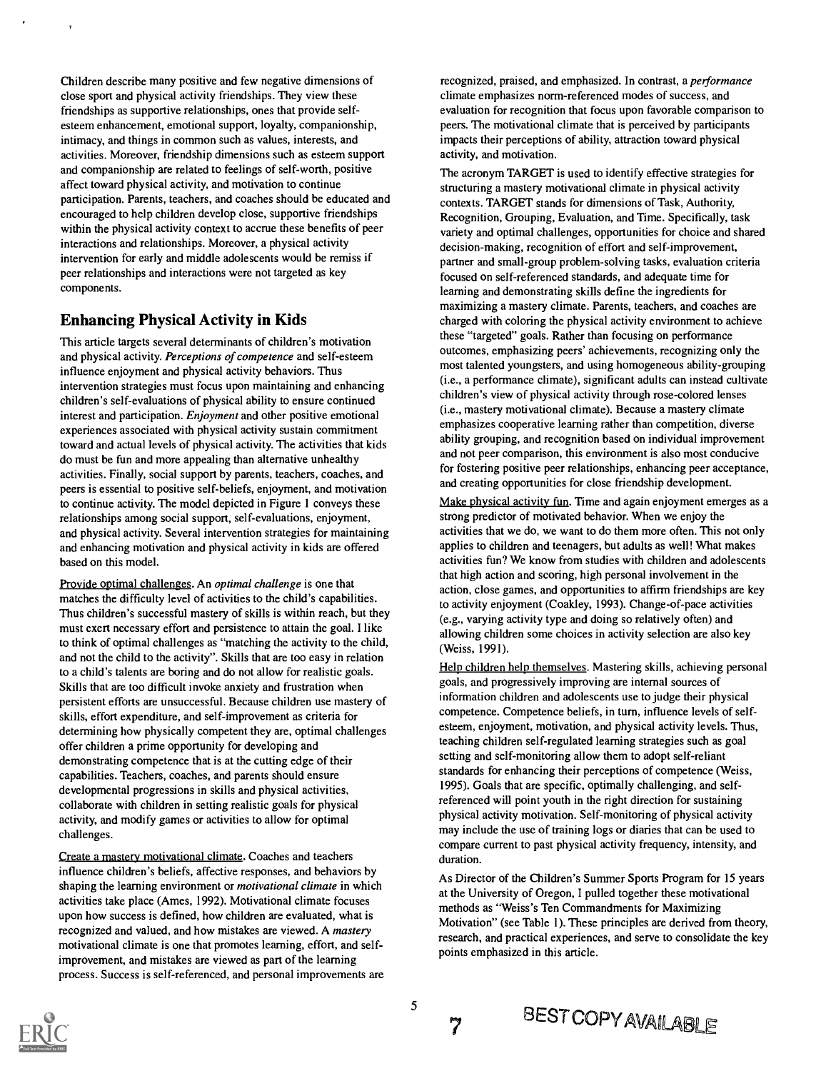Children describe many positive and few negative dimensions of close sport and physical activity friendships. They view these friendships as supportive relationships, ones that provide self-esteem enhancement, emotional support, loyalty, companionship, intimacy, and things in common such as values, interests, and activities. Moreover, friendship dimensions such as esteem support and companionship are related to feelings of self-worth, positive affect toward physical activity, and motivation to continue participation. Parents, teachers, and coaches should be educated and encouraged to help children develop close, supportive friendships within the physical activity context to accrue these benefits of peer interactions and relationships. Moreover, a physical activity intervention for early and middle adolescents would be remiss if peer relationships and interactions were not targeted as key components.

## Enhancing Physical Activity in Kids

This article targets several determinants of children's motivation and physical activity. *Perceptions of competence* and self-esteem influence enjoyment and physical activity behaviors. Thus intervention strategies must focus upon maintaining and enhancing children's self-evaluations of physical ability to ensure continued interest and participation. *Enjoyment* and other positive emotional experiences associated with physical activity sustain commitment toward and actual levels of physical activity. The activities that kids do must be fun and more appealing than alternative unhealthy activities. Finally, social support by parents, teachers, coaches, and peers is essential to positive self-beliefs, enjoyment, and motivation to continue activity. The model depicted in Figure 1 conveys these relationships among social support, self-evaluations, enjoyment, and physical activity. Several intervention strategies for maintaining and enhancing motivation and physical activity in kids are offered based on this model.

Provide optimal challenges. An *optimal challenge* is one that matches the difficulty level of activities to the child's capabilities. Thus children's successful mastery of skills is within reach, but they must exert necessary effort and persistence to attain the goal. I like to think of optimal challenges as "matching the activity to the child, and not the child to the activity". Skills that are too easy in relation to a child's talents are boring and do not allow for realistic goals. Skills that are too difficult invoke anxiety and frustration when persistent efforts are unsuccessful. Because children use mastery of skills, effort expenditure, and self-improvement as criteria for determining how physically competent they are, optimal challenges offer children a prime opportunity for developing and demonstrating competence that is at the cutting edge of their capabilities. Teachers, coaches, and parents should ensure developmental progressions in skills and physical activities, collaborate with children in setting realistic goals for physical activity, and modify games or activities to allow for optimal challenges.

Create a mastery motivational climate. Coaches and teachers influence children's beliefs, affective responses, and behaviors by shaping the learning environment or *motivational climate* in which activities take place (Ames, 1992). Motivational climate focuses upon how success is defined, how children are evaluated, what is recognized and valued, and how mistakes are viewed. A *mastery* motivational climate is one that promotes learning, effort, and self-improvement, and mistakes are viewed as part of the learning process. Success is self-referenced, and personal improvements are recognized, praised, and emphasized. In contrast, a *performance* climate emphasizes norm-referenced modes of success, and evaluation for recognition that focus upon favorable comparison to peers. The motivational climate that is perceived by participants impacts their perceptions of ability, attraction toward physical activity, and motivation.

The acronym TARGET is used to identify effective strategies for structuring a mastery motivational climate in physical activity contexts. TARGET stands for dimensions of Task, Authority, Recognition, Grouping, Evaluation, and Time. Specifically, task variety and optimal challenges, opportunities for choice and shared decision-making, recognition of effort and self-improvement, partner and small-group problem-solving tasks, evaluation criteria focused on self-referenced standards, and adequate time for learning and demonstrating skills define the ingredients for maximizing a mastery climate. Parents, teachers, and coaches are charged with coloring the physical activity environment to achieve these "targeted" goals. Rather than focusing on performance outcomes, emphasizing peers' achievements, recognizing only the most talented youngsters, and using homogeneous ability-grouping (i.e., a performance climate), significant adults can instead cultivate children's view of physical activity through rose-colored lenses (i.e., mastery motivational climate). Because a mastery climate emphasizes cooperative learning rather than competition, diverse ability grouping, and recognition based on individual improvement and not peer comparison, this environment is also most conducive for fostering positive peer relationships, enhancing peer acceptance, and creating opportunities for close friendship development.

Make physical activity fun. Time and again enjoyment emerges as a strong predictor of motivated behavior. When we enjoy the activities that we do, we want to do them more often. This not only applies to children and teenagers, but adults as well! What makes activities fun? We know from studies with children and adolescents that high action and scoring, high personal involvement in the action, close games, and opportunities to affirm friendships are key to activity enjoyment (Coakley, 1993). Change-of-pace activities (e.g., varying activity type and doing so relatively often) and allowing children some choices in activity selection are also key (Weiss, 1991).

Help children help themselves. Mastering skills, achieving personal goals, and progressively improving are internal sources of information children and adolescents use to judge their physical competence. Competence beliefs, in turn, influence levels of self-esteem, enjoyment, motivation, and physical activity levels. Thus, teaching children self-regulated learning strategies such as goal setting and self-monitoring allow them to adopt self-reliant standards for enhancing their perceptions of competence (Weiss, 1995). Goals that are specific, optimally challenging, and self-referenced will point youth in the right direction for sustaining physical activity motivation. Self-monitoring of physical activity may include the use of training logs or diaries that can be used to compare current to past physical activity frequency, intensity, and duration.

As Director of the Children's Summer Sports Program for 15 years at the University of Oregon, I pulled together these motivational methods as "Weiss's Ten Commandments for Maximizing Motivation" (see Table 1). These principles are derived from theory, research, and practical experiences, and serve to consolidate the key points emphasized in this article.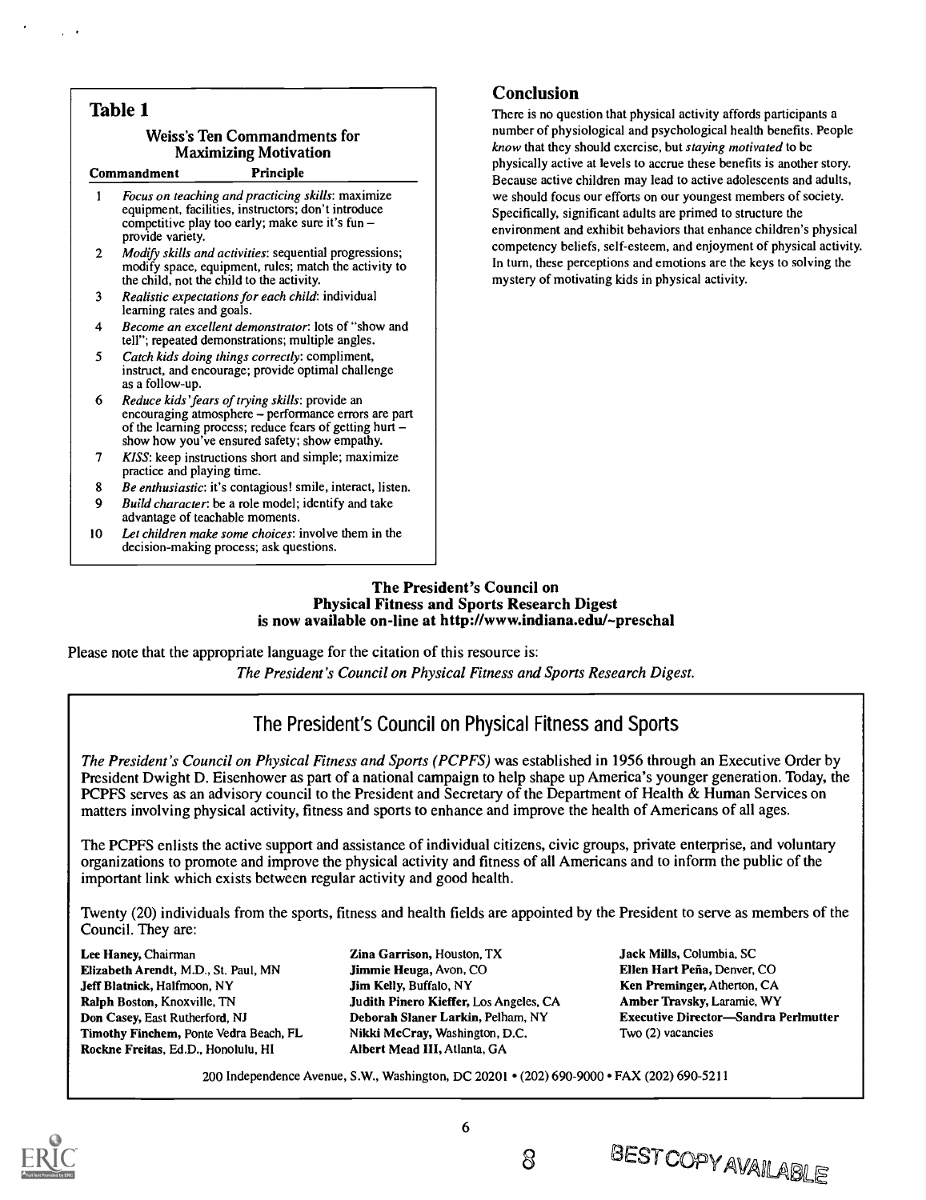## Table 1

### Weiss's Ten Commandments for Maximizing Motivation

| Commandment | Principle |
|---|---|
| 1 | *Focus on teaching and practicing skills*: maximize equipment, facilities, instructors; don't introduce competitive play too early; make sure it's fun – provide variety. |
| 2 | *Modify skills and activities*: sequential progressions; modify space, equipment, rules; match the activity to the child, not the child to the activity. |
| 3 | *Realistic expectations for each child*: individual learning rates and goals. |
| 4 | *Become an excellent demonstrator*: lots of "show and tell"; repeated demonstrations; multiple angles. |
| 5 | *Catch kids doing things correctly*: compliment, instruct, and encourage; provide optimal challenge as a follow-up. |
| 6 | *Reduce kids' fears of trying skills*: provide an encouraging atmosphere – performance errors are part of the learning process; reduce fears of getting hurt – show how you've ensured safety; show empathy. |
| 7 | *KISS*: keep instructions short and simple; maximize practice and playing time. |
| 8 | *Be enthusiastic*: it's contagious! smile, interact, listen. |
| 9 | *Build character*: be a role model; identify and take advantage of teachable moments. |
| 10 | *Let children make some choices*: involve them in the decision-making process; ask questions. |

## Conclusion

There is no question that physical activity affords participants a number of physiological and psychological health benefits. People *know* that they should exercise, but *staying motivated* to be physically active at levels to accrue these benefits is another story. Because active children may lead to active adolescents and adults, we should focus our efforts on our youngest members of society. Specifically, significant adults are primed to structure the environment and exhibit behaviors that enhance children's physical competency beliefs, self-esteem, and enjoyment of physical activity. In turn, these perceptions and emotions are the keys to solving the mystery of motivating kids in physical activity.

**The President's Council on Physical Fitness and Sports Research Digest is now available on-line at http://www.indiana.edu/~preschal**

Please note that the appropriate language for the citation of this resource is:

*The President's Council on Physical Fitness and Sports Research Digest.*

## The President's Council on Physical Fitness and Sports

*The President's Council on Physical Fitness and Sports (PCPFS)* was established in 1956 through an Executive Order by President Dwight D. Eisenhower as part of a national campaign to help shape up America's younger generation. Today, the PCPFS serves as an advisory council to the President and Secretary of the Department of Health & Human Services on matters involving physical activity, fitness and sports to enhance and improve the health of Americans of all ages.

The PCPFS enlists the active support and assistance of individual citizens, civic groups, private enterprise, and voluntary organizations to promote and improve the physical activity and fitness of all Americans and to inform the public of the important link which exists between regular activity and good health.

Twenty (20) individuals from the sports, fitness and health fields are appointed by the President to serve as members of the Council. They are:

**Lee Haney,** Chairman
**Elizabeth Arendt,** M.D., St. Paul, MN
**Jeff Blatnick,** Halfmoon, NY
**Ralph Boston,** Knoxville, TN
**Don Casey,** East Rutherford, NJ
**Timothy Finchem,** Ponte Vedra Beach, FL
**Rockne Freitas,** Ed.D., Honolulu, HI
**Zina Garrison,** Houston, TX
**Jimmie Heuga,** Avon, CO
**Jim Kelly,** Buffalo, NY
**Judith Pinero Kieffer,** Los Angeles, CA
**Deborah Slaner Larkin,** Pelham, NY
**Nikki McCray,** Washington, D.C.
**Albert Mead III,** Atlanta, GA
**Jack Mills,** Columbia, SC
**Ellen Hart Peña,** Denver, CO
**Ken Preminger,** Atherton, CA
**Amber Travsky,** Laramie, WY
**Executive Director—Sandra Perlmutter**
Two (2) vacancies

200 Independence Avenue, S.W., Washington, DC 20201 • (202) 690-9000 • FAX (202) 690-5211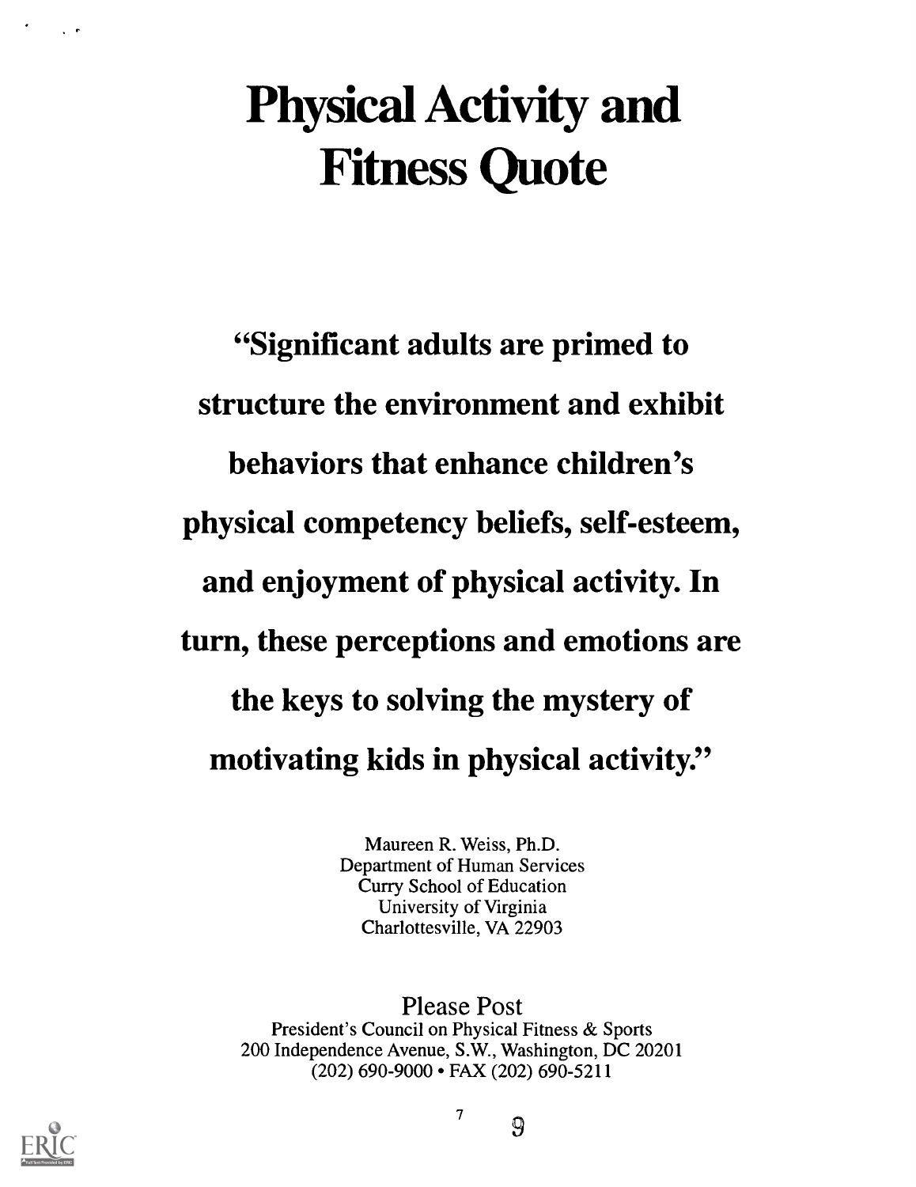# Physical Activity and Fitness Quote

**"Significant adults are primed to structure the environment and exhibit behaviors that enhance children's physical competency beliefs, self-esteem, and enjoyment of physical activity. In turn, these perceptions and emotions are the keys to solving the mystery of motivating kids in physical activity."**

Maureen R. Weiss, Ph.D.
Department of Human Services
Curry School of Education
University of Virginia
Charlottesville, VA 22903

Please Post
President's Council on Physical Fitness & Sports
200 Independence Avenue, S.W., Washington, DC 20201
(202) 690-9000 • FAX (202) 690-5211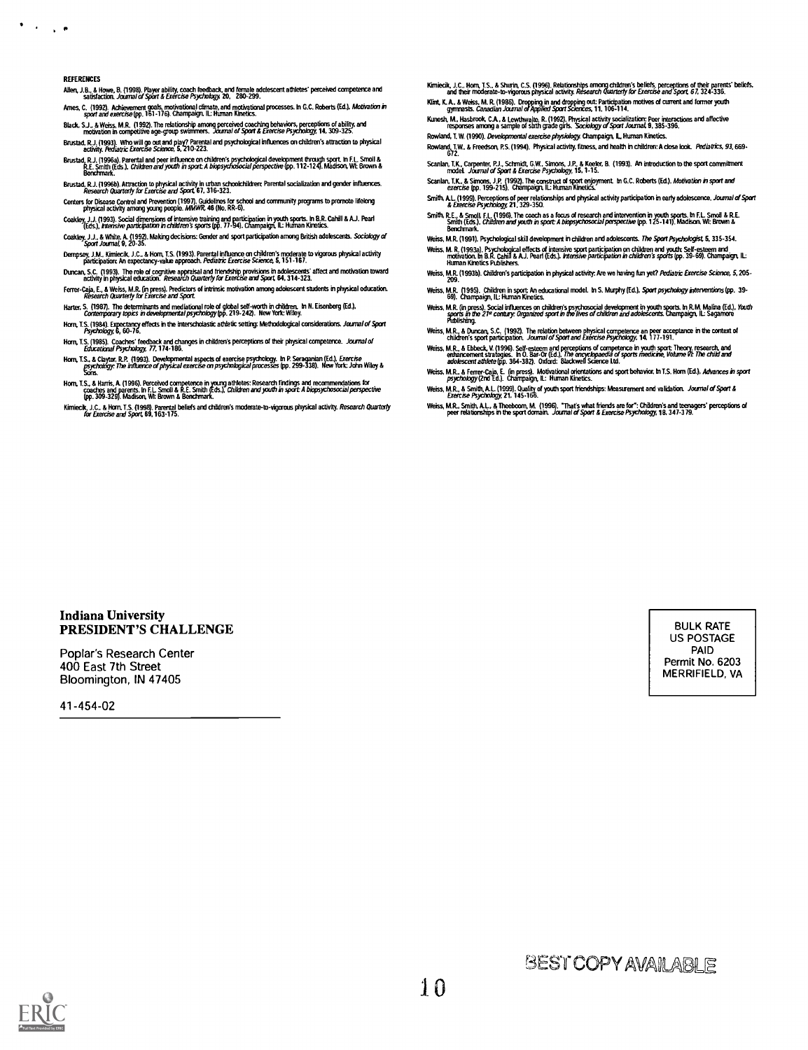## REFERENCES

Allen, J.B., & Howe, B. (1998). Player ability, coach feedback, and female adolescent athletes' perceived competence and satisfaction. *Journal of Sport & Exercise Psychology, 20*, 280-299.

Ames, C. (1992). Achievement goals, motivational climate, and motivational processes. In G.C. Roberts (Ed.), *Motivation in sport and exercise* (pp. 161-176). Champaign, IL: Human Kinetics.

Black, S.J., & Weiss, M.R. (1992). The relationship among perceived coaching behaviors, perceptions of ability, and motivation in competitive age-group swimmers. *Journal of Sport & Exercise Psychology, 14*, 309-325.

Brustad, R.J. (1993). Who will go out and play? Parental and psychological influences on children's attraction to physical activity. *Pediatric Exercise Science, 5*, 210-223.

Brustad, R.J. (1996a). Parental and peer influence on children's psychological development through sport. In F.L. Smoll & R.E. Smith (Eds.), *Children and youth in sport: A biopsychosocial perspective* (pp. 112-124). Madison, WI: Brown & Benchmark.

Brustad, R.J. (1996b). Attraction to physical activity in urban schoolchildren: Parental socialization and gender influences. *Research Quarterly for Exercise and Sport, 67*, 316-323.

Centers for Disease Control and Prevention (1997). Guidelines for school and community programs to promote lifelong physical activity among young people. *MMWR, 46* (No. RR-6).

Coakley, J.J. (1993). Social dimensions of intensive training and participation in youth sports. In B.R. Cahill & A.J. Pearl (Eds.), *Intensive participation in children's sports* (pp. 77-94). Champaign, IL: Human Kinetics.

Coakley, J.J., & White, A. (1992). Making decisions: Gender and sport participation among British adolescents. *Sociology of Sport Journal, 9*, 20-35.

Dempsey, J.M., Kimiecik, J.C., & Horn, T.S. (1993). Parental influence on children's moderate to vigorous physical activity participation: An expectancy-value approach. *Pediatric Exercise Science, 5*, 151-167.

Duncan, S.C. (1993). The role of cognitive appraisal and friendship provisions in adolescents' affect and motivation toward activity in physical education. *Research Quarterly for Exercise and Sport, 64*, 314-323.

Ferrer-Caja, E., & Weiss, M.R. (in press). Predictors of intrinsic motivation among adolescent students in physical education. *Research Quarterly for Exercise and Sport.*

Harter, S. (1987). The determinants and mediational role of global self-worth in children. In N. Eisenberg (Ed.), *Contemporary topics in developmental psychology* (pp. 219-242). New York: Wiley.

Horn, T.S. (1984). Expectancy effects in the interscholastic athletic setting: Methodological considerations. *Journal of Sport Psychology, 6*, 60-76.

Horn, T.S. (1985). Coaches' feedback and changes in children's perceptions of their physical competence. *Journal of Educational Psychology, 77*, 174-186.

Horn, T.S., & Claytor, R.P. (1993). Developmental aspects of exercise psychology. In P. Seraganian (Ed.), *Exercise psychology: The influence of physical exercise on psychological processes* (pp. 299-338). New York: John Wiley & Sons.

Horn, T.S., & Harris, A. (1996). Perceived competence in young athletes: Research findings and recommendations for coaches and parents. In F.L. Smoll & R.E. Smith (Eds.), *Children and youth in sport: A biopsychosocial perspective* (pp. 309-329). Madison, WI: Brown & Benchmark.

Kimiecik, J.C., & Horn, T.S. (1998). Parental beliefs and children's moderate-to-vigorous physical activity. *Research Quarterly for Exercise and Sport, 69*, 163-175.

Kimiecik, J.C., Horn, T.S., & Shurin, C.S. (1996). Relationships among children's beliefs, perceptions of their parents' beliefs, and their moderate-to-vigorous physical activity. *Research Quarterly for Exercise and Sport, 67*, 324-336.

Klint, K.A., & Weiss, M.R. (1986). Dropping in and dropping out: Participation motives of current and former youth gymnasts. *Canadian Journal of Applied Sport Sciences, 11*, 106-114.

Kunesh, M., Hasbrook, C.A., & Lewthwaite, R. (1992). Physical activity socialization: Peer interactions and affective responses among a sample of sixth grade girls. *Sociology of Sport Journal, 9*, 385-396.

Rowland, T.W. (1990). *Developmental exercise physiology.* Champaign, IL, Human Kinetics.

Rowland, T.W., & Freedson, P.S. (1994). Physical activity, fitness, and health in children: A close look. *Pediatrics, 93*, 669-672.

Scanlan, T.K., Carpenter, P.J., Schmidt, G.W., Simons, J.P., & Keeler, B. (1993). An introduction to the sport commitment model. *Journal of Sport & Exercise Psychology, 15*, 1-15.

Scanlan, T.K., & Simons, J.P. (1992). The construct of sport enjoyment. In G.C. Roberts (Ed.), *Motivation in sport and exercise* (pp. 199-215). Champaign, IL: Human Kinetics.

Smith, A.L. (1999). Perceptions of peer relationships and physical activity participation in early adolescence. *Journal of Sport & Exercise Psychology, 21*, 329-350.

Smith, R.E., & Smoll, F.L. (1996). The coach as a focus of research and intervention in youth sports. In F.L. Smoll & R.E. Smith (Eds.), *Children and youth in sport: A biopsychosocial perspective* (pp. 125-141). Madison, WI: Brown & Benchmark.

Weiss, M.R. (1991). Psychological skill development in children and adolescents. *The Sport Psychologist, 5*, 335-354.

Weiss, M.R. (1993a). Psychological effects of intensive sport participation on children and youth: Self-esteem and motivation. In B.R. Cahill & A.J. Pearl (Eds.), *Intensive participation in children's sports* (pp. 39-69). Champaign, IL: Human Kinetics Publishers.

Weiss, M.R. (1993b). Children's participation in physical activity: Are we having fun yet? *Pediatric Exercise Science, 5*, 205-209.

Weiss, M.R. (1995). Children in sport: An educational model. In S. Murphy (Ed.), *Sport psychology interventions* (pp. 39-69). Champaign, IL: Human Kinetics.

Weiss, M.R. (in press). Social influences on children's psychosocial development in youth sports. In R.M. Malina (Ed.), *Youth sports in the 21st century: Organized sport in the lives of children and adolescents.* Champaign, IL: Sagamore Publishing.

Weiss, M.R., & Duncan, S.C. (1992). The relation between physical competence and peer acceptance in the context of children's sport participation. *Journal of Sport and Exercise Psychology, 14*, 177-191.

Weiss, M.R., & Ebbeck, V. (1996). Self-esteem and perceptions of competence in youth sport: Theory, research, and enhancement strategies. In O. Bar-Or (Ed.), *The encyclopaedia of sports medicine, Volume VI: The child and adolescent athlete* (pp. 364-382). Oxford: Blackwell Science Ltd.

Weiss, M.R., & Ferrer-Caja, E. (in press). Motivational orientations and sport behavior. In T.S. Horn (Ed.), *Advances in sport psychology* (2nd Ed.). Champaign, IL: Human Kinetics.

Weiss, M.R., & Smith, A.L. (1999). Quality of youth sport friendships: Measurement and validation. *Journal of Sport & Exercise Psychology, 21*, 145-166.

Weiss, M.R., Smith, A.L., & Theeboom, M. (1996). "That's what friends are for": Children's and teenagers' perceptions of peer relationships in the sport domain. *Journal of Sport & Exercise Psychology, 18*, 347-379.

**Indiana University**
**PRESIDENT'S CHALLENGE**

Poplar's Research Center
400 East 7th Street
Bloomington, IN 47405

41-454-02

BULK RATE
US POSTAGE
PAID
Permit No. 6203
MERRIFIELD, VA

BEST COPY AVAILABLE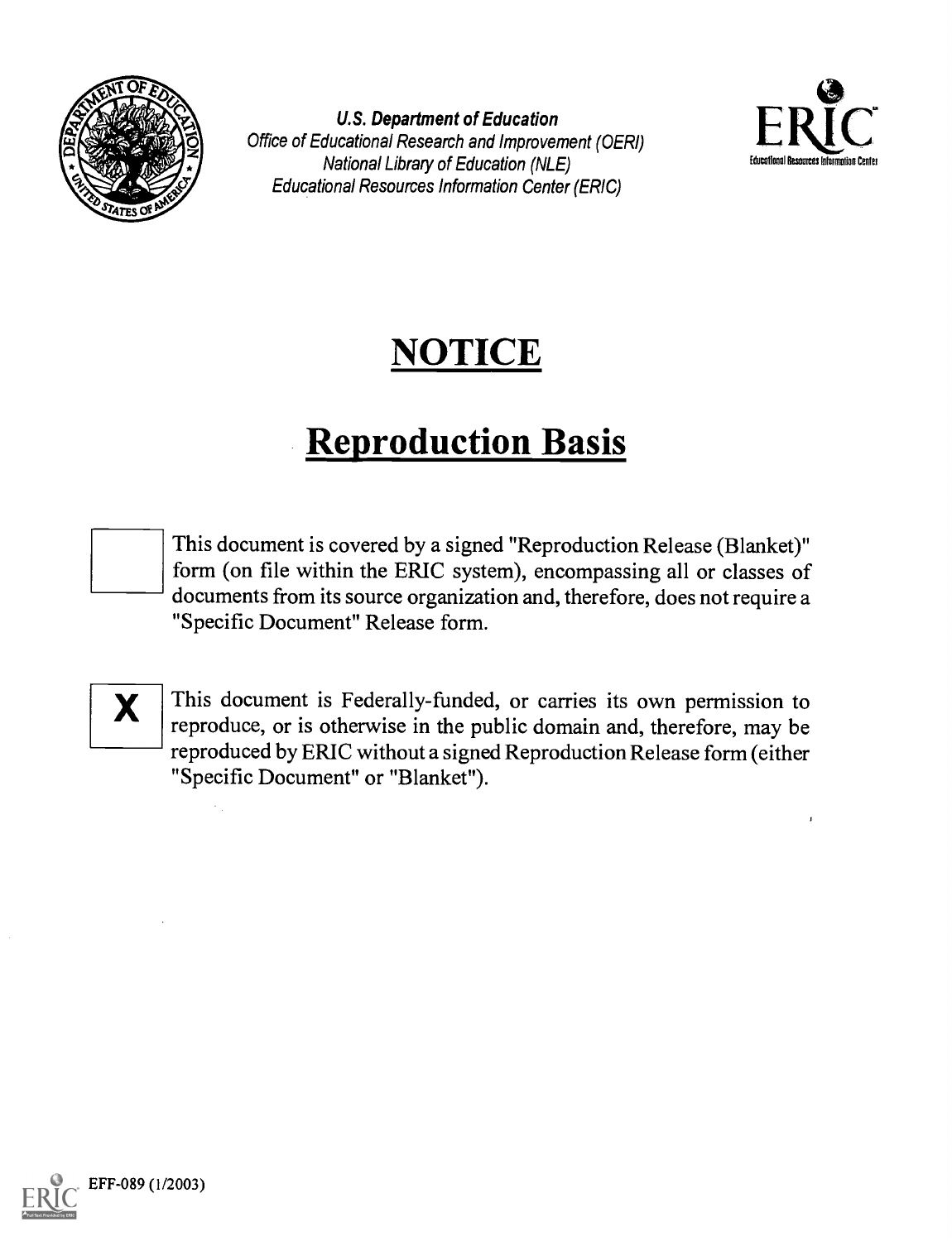*U.S. Department of Education*
*Office of Educational Research and Improvement (OERI)*
*National Library of Education (NLE)*
*Educational Resources Information Center (ERIC)*

# NOTICE

# Reproduction Basis

☐ This document is covered by a signed "Reproduction Release (Blanket)" form (on file within the ERIC system), encompassing all or classes of documents from its source organization and, therefore, does not require a "Specific Document" Release form.

☒ This document is Federally-funded, or carries its own permission to reproduce, or is otherwise in the public domain and, therefore, may be reproduced by ERIC without a signed Reproduction Release form (either "Specific Document" or "Blanket").

EFF-089 (1/2003)